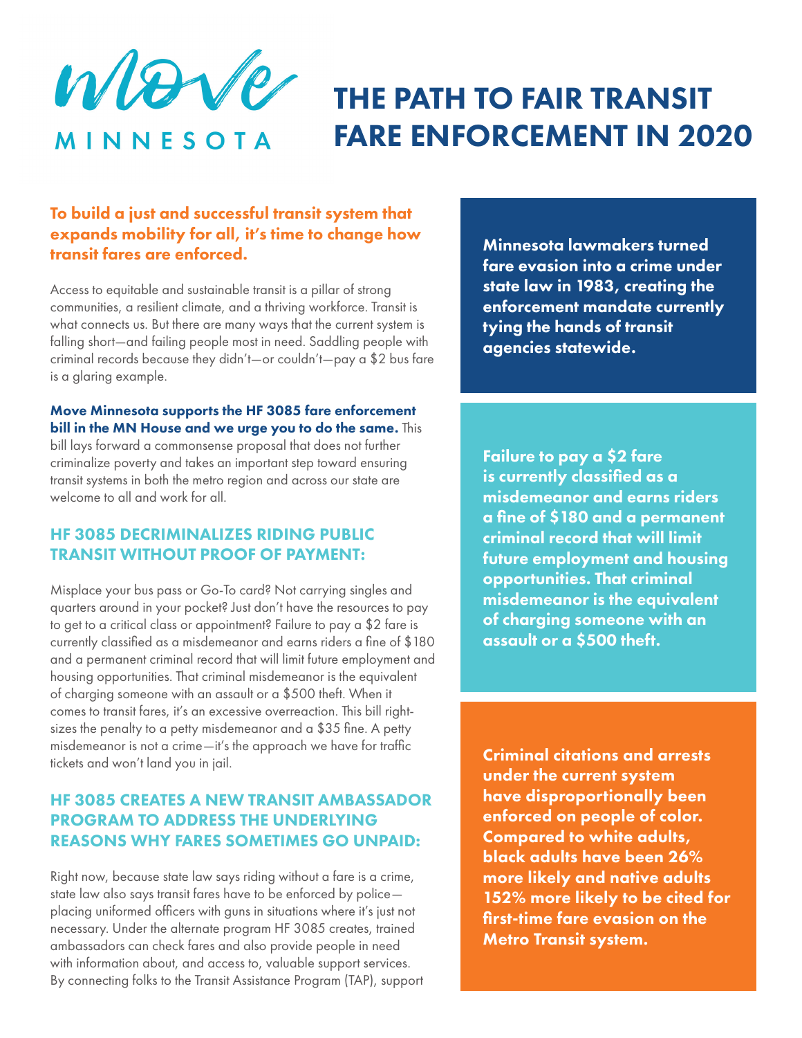Move MINNESOTA

# THE PATH TO FAIR TRANSIT FARE ENFORCEMENT IN 2020

**To build a just and successful transit system that expands mobility for all, it's time to change how transit fares are enforced.**

Access to equitable and sustainable transit is a pillar of strong communities, a resilient climate, and a thriving workforce. Transit is what connects us. But there are many ways that the current system is falling short—and failing people most in need. Saddling people with criminal records because they didn't—or couldn't—pay a $2 bus fare is a glaring example.

**Move Minnesota supports the HF 3085 fare enforcement bill in the MN House and we urge you to do the same.** This bill lays forward a commonsense proposal that does not further criminalize poverty and takes an important step toward ensuring transit systems in both the metro region and across our state are welcome to all and work for all.

## HF 3085 DECRIMINALIZES RIDING PUBLIC TRANSIT WITHOUT PROOF OF PAYMENT:

Misplace your bus pass or Go-To card? Not carrying singles and quarters around in your pocket? Just don't have the resources to pay to get to a critical class or appointment? Failure to pay a $2 fare is currently classified as a misdemeanor and earns riders a fine of $180 and a permanent criminal record that will limit future employment and housing opportunities. That criminal misdemeanor is the equivalent of charging someone with an assault or a $500 theft. When it comes to transit fares, it's an excessive overreaction. This bill right-sizes the penalty to a petty misdemeanor and a $35 fine. A petty misdemeanor is not a crime—it's the approach we have for traffic tickets and won't land you in jail.

## HF 3085 CREATES A NEW TRANSIT AMBASSADOR PROGRAM TO ADDRESS THE UNDERLYING REASONS WHY FARES SOMETIMES GO UNPAID:

Right now, because state law says riding without a fare is a crime, state law also says transit fares have to be enforced by police—placing uniformed officers with guns in situations where it's just not necessary. Under the alternate program HF 3085 creates, trained ambassadors can check fares and also provide people in need with information about, and access to, valuable support services. By connecting folks to the Transit Assistance Program (TAP), support

**Minnesota lawmakers turned fare evasion into a crime under state law in 1983, creating the enforcement mandate currently tying the hands of transit agencies statewide.**

**Failure to pay a $2 fare is currently classified as a misdemeanor and earns riders a fine of $180 and a permanent criminal record that will limit future employment and housing opportunities. That criminal misdemeanor is the equivalent of charging someone with an assault or a $500 theft.**

**Criminal citations and arrests under the current system have disproportionally been enforced on people of color. Compared to white adults, black adults have been 26% more likely and native adults 152% more likely to be cited for first-time fare evasion on the Metro Transit system.**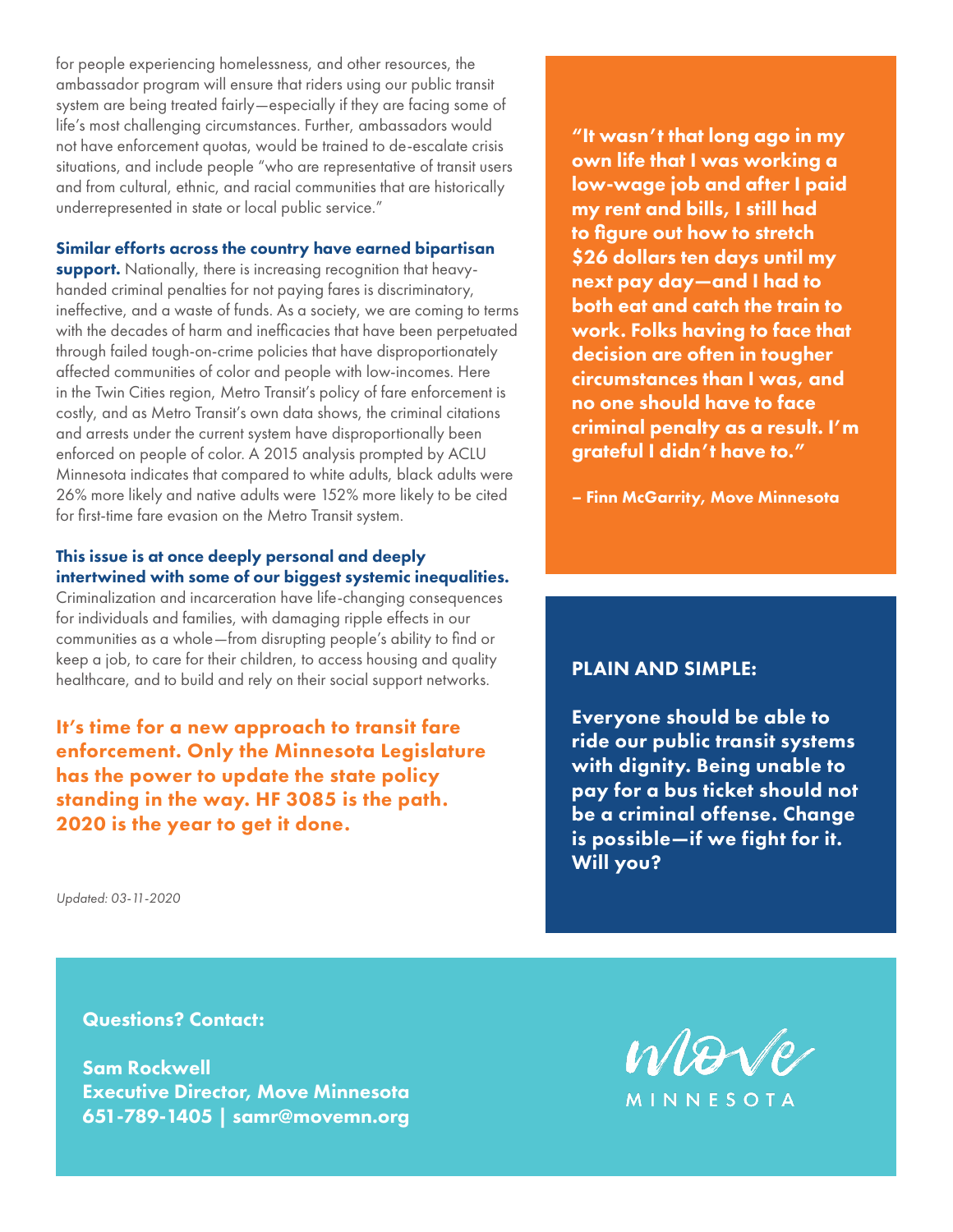for people experiencing homelessness, and other resources, the ambassador program will ensure that riders using our public transit system are being treated fairly—especially if they are facing some of life's most challenging circumstances. Further, ambassadors would not have enforcement quotas, would be trained to de-escalate crisis situations, and include people "who are representative of transit users and from cultural, ethnic, and racial communities that are historically underrepresented in state or local public service."

**Similar efforts across the country have earned bipartisan support.** Nationally, there is increasing recognition that heavy-handed criminal penalties for not paying fares is discriminatory, ineffective, and a waste of funds. As a society, we are coming to terms with the decades of harm and inefficacies that have been perpetuated through failed tough-on-crime policies that have disproportionately affected communities of color and people with low-incomes. Here in the Twin Cities region, Metro Transit's policy of fare enforcement is costly, and as Metro Transit's own data shows, the criminal citations and arrests under the current system have disproportionally been enforced on people of color. A 2015 analysis prompted by ACLU Minnesota indicates that compared to white adults, black adults were 26% more likely and native adults were 152% more likely to be cited for first-time fare evasion on the Metro Transit system.

**This issue is at once deeply personal and deeply intertwined with some of our biggest systemic inequalities.** Criminalization and incarceration have life-changing consequences for individuals and families, with damaging ripple effects in our communities as a whole—from disrupting people's ability to find or keep a job, to care for their children, to access housing and quality healthcare, and to build and rely on their social support networks.

**It's time for a new approach to transit fare enforcement. Only the Minnesota Legislature has the power to update the state policy standing in the way. HF 3085 is the path. 2020 is the year to get it done.**

*Updated: 03-11-2020*

**"It wasn't that long ago in my own life that I was working a low-wage job and after I paid my rent and bills, I still had to figure out how to stretch $26 dollars ten days until my next pay day—and I had to both eat and catch the train to work. Folks having to face that decision are often in tougher circumstances than I was, and no one should have to face criminal penalty as a result. I'm grateful I didn't have to."**

**– Finn McGarrity, Move Minnesota**

**PLAIN AND SIMPLE:**

**Everyone should be able to ride our public transit systems with dignity. Being unable to pay for a bus ticket should not be a criminal offense. Change is possible—if we fight for it. Will you?**

**Questions? Contact:**

**Sam Rockwell**
**Executive Director, Move Minnesota**
**651-789-1405 | samr@movemn.org**

Move MINNESOTA